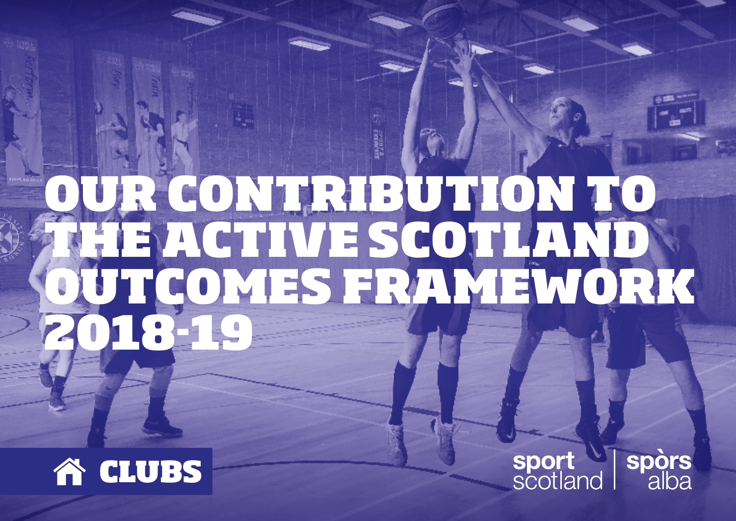# OUR CONTRIBUTION TO THE ACTIVE SCOTLAND OUTCOMES FRAMEWORK 2018-19

**CLUBS**

sport scotland | spòrs alba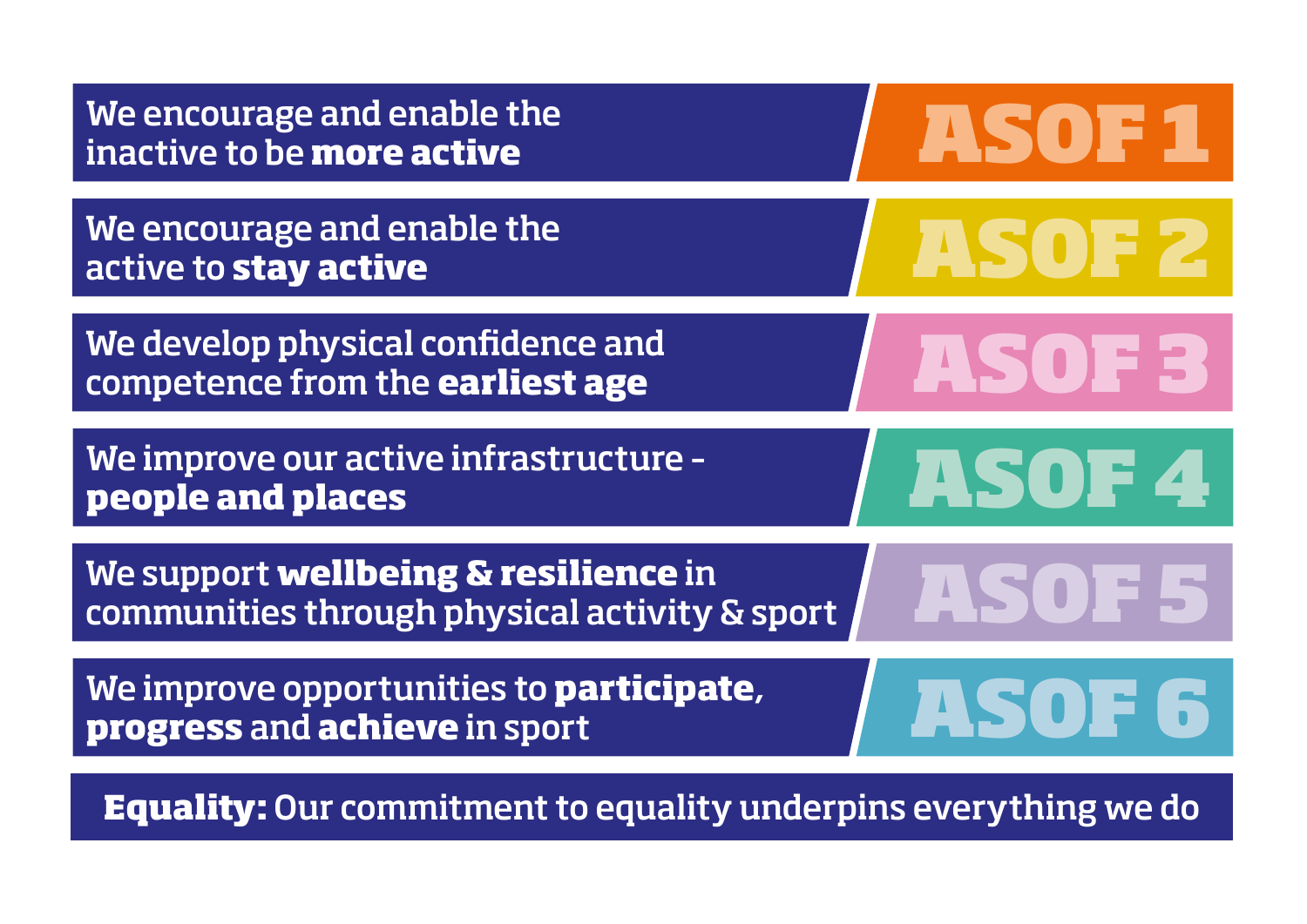| Outcome | Label |
| --- | --- |
| We encourage and enable the inactive to be **more active** | ASOF 1 |
| We encourage and enable the active to **stay active** | ASOF 2 |
| We develop physical confidence and competence from the **earliest age** | ASOF 3 |
| We improve our active infrastructure - **people and places** | ASOF 4 |
| We support **wellbeing & resilience** in communities through physical activity & sport | ASOF 5 |
| We improve opportunities to **participate**, **progress** and **achieve** in sport | ASOF 6 |

**Equality:** Our commitment to equality underpins everything we do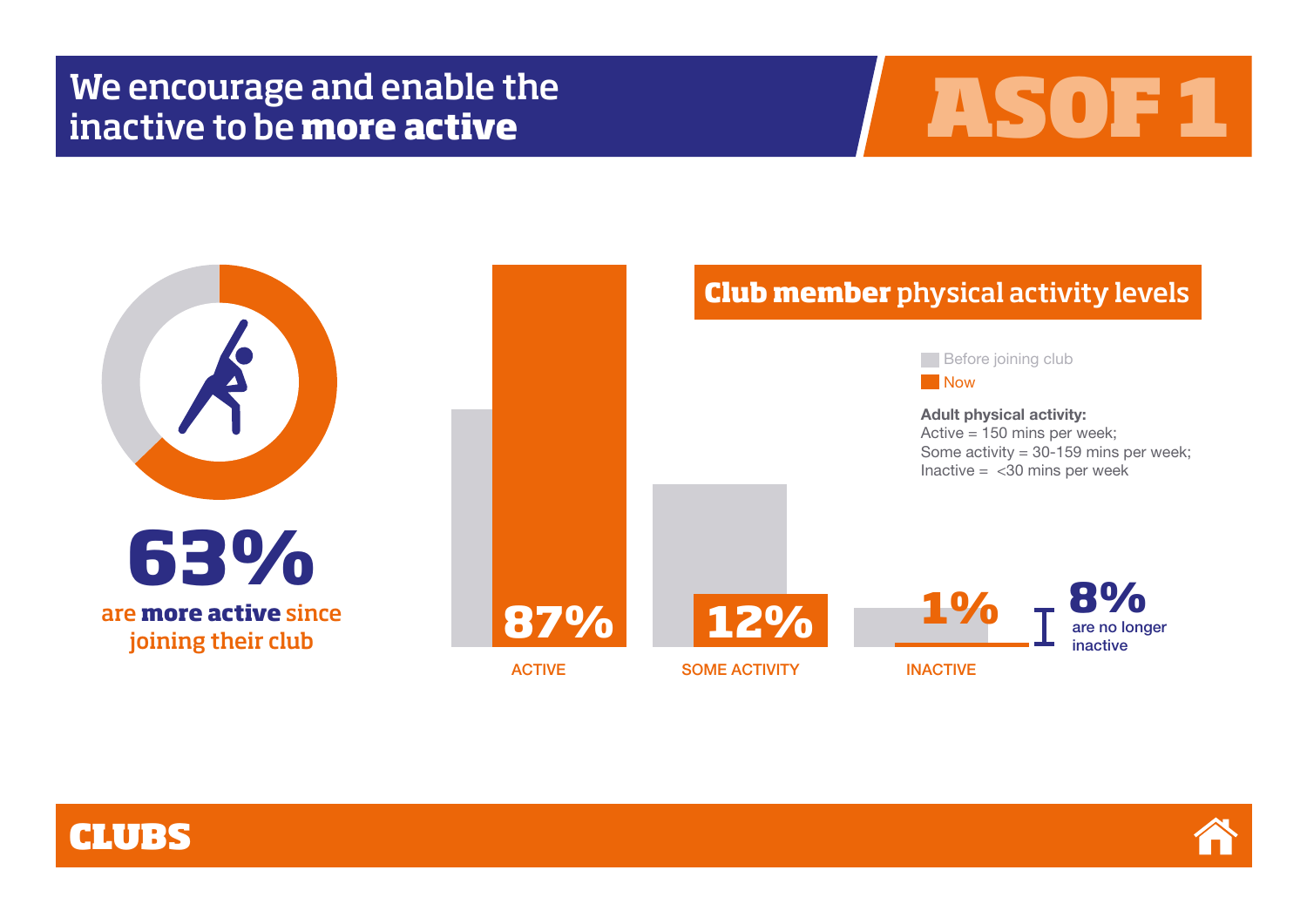# We encourage and enable the inactive to be **more active**

## ASOF 1

**63%**

are **more active** since joining their club

## **Club member** physical activity levels

Before joining club

Now

**Adult physical activity:**
Active = 150 mins per week;
Some activity = 30-159 mins per week;
Inactive = <30 mins per week

| | ACTIVE | SOME ACTIVITY | INACTIVE |
|---|---|---|---|
| Now | 87% | 12% | 1% |

**8%** are no longer inactive

CLUBS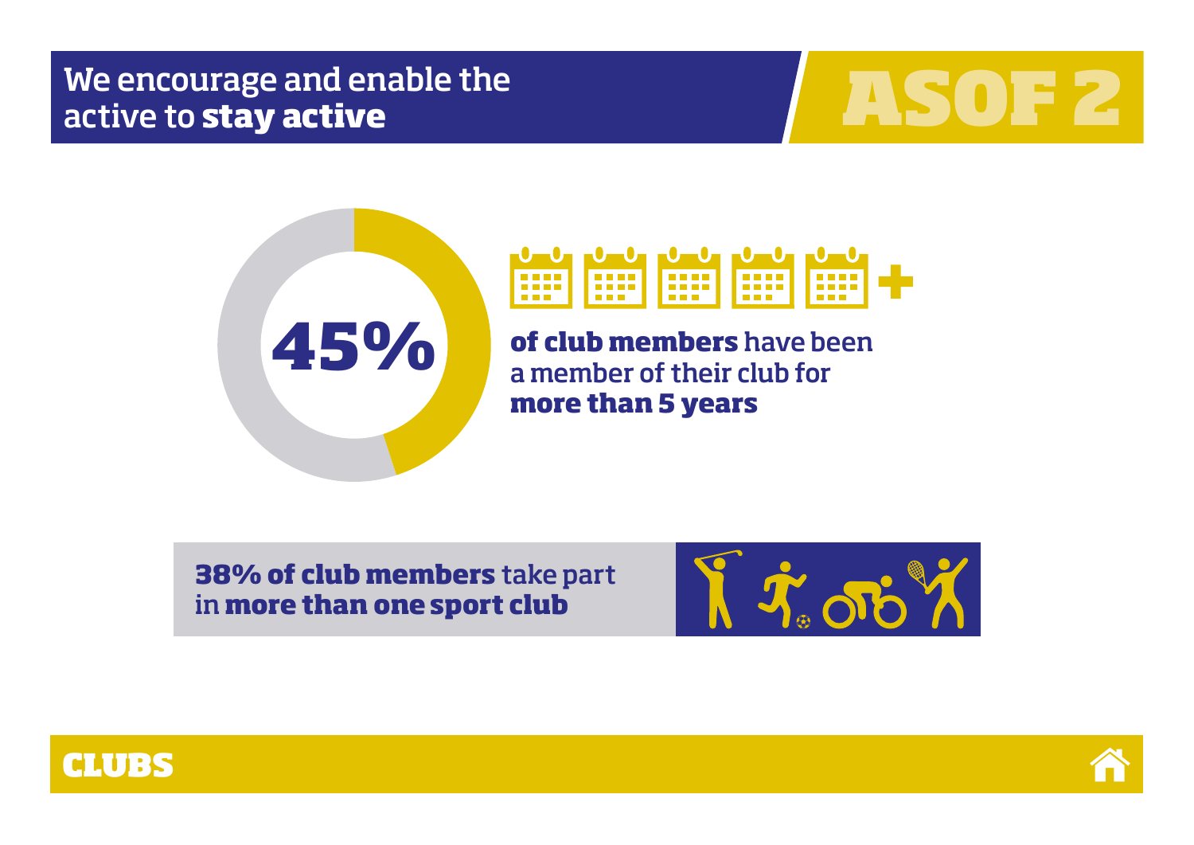# We encourage and enable the active to **stay active**

## ASOF 2

**45%**

**of club members** have been a member of their club for **more than 5 years**

**38% of club members** take part in **more than one sport club**

**CLUBS**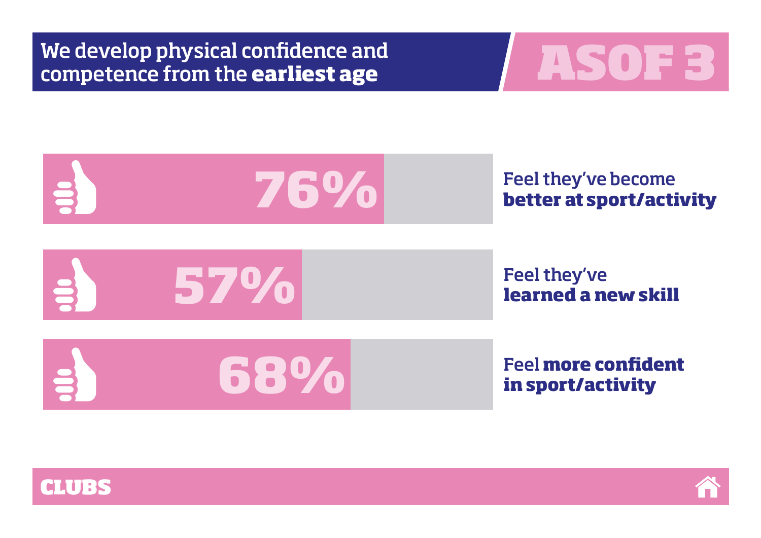## We develop physical confidence and competence from the **earliest age**

# ASOF 3

**76%** Feel they've become **better at sport/activity**

**57%** Feel they've **learned a new skill**

**68%** Feel **more confident in sport/activity**

**CLUBS**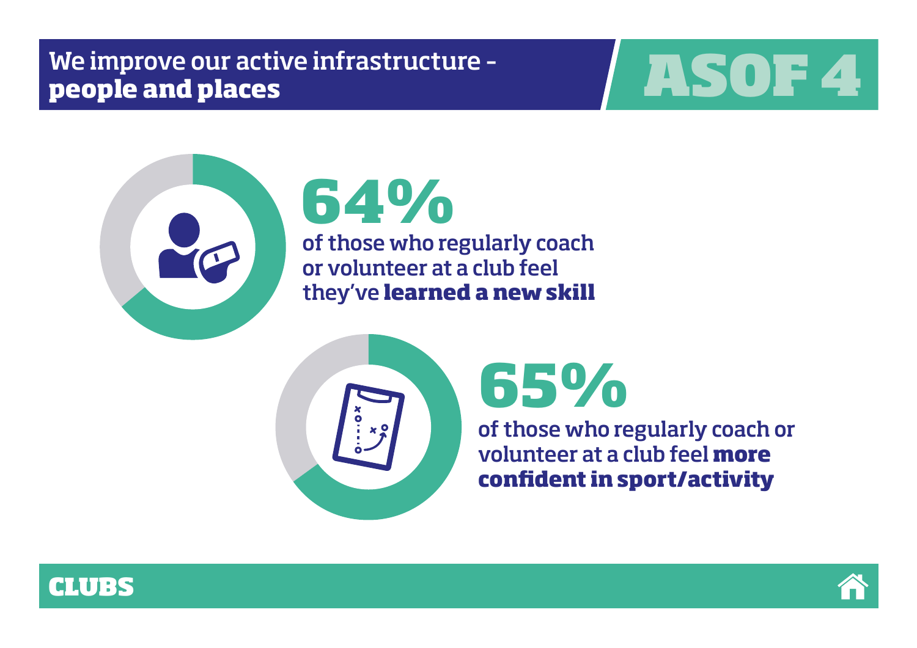# We improve our active infrastructure - **people and places**

## ASOF 4

**64%**

of those who regularly coach or volunteer at a club feel they've **learned a new skill**

**65%**

of those who regularly coach or volunteer at a club feel **more confident in sport/activity**

**CLUBS**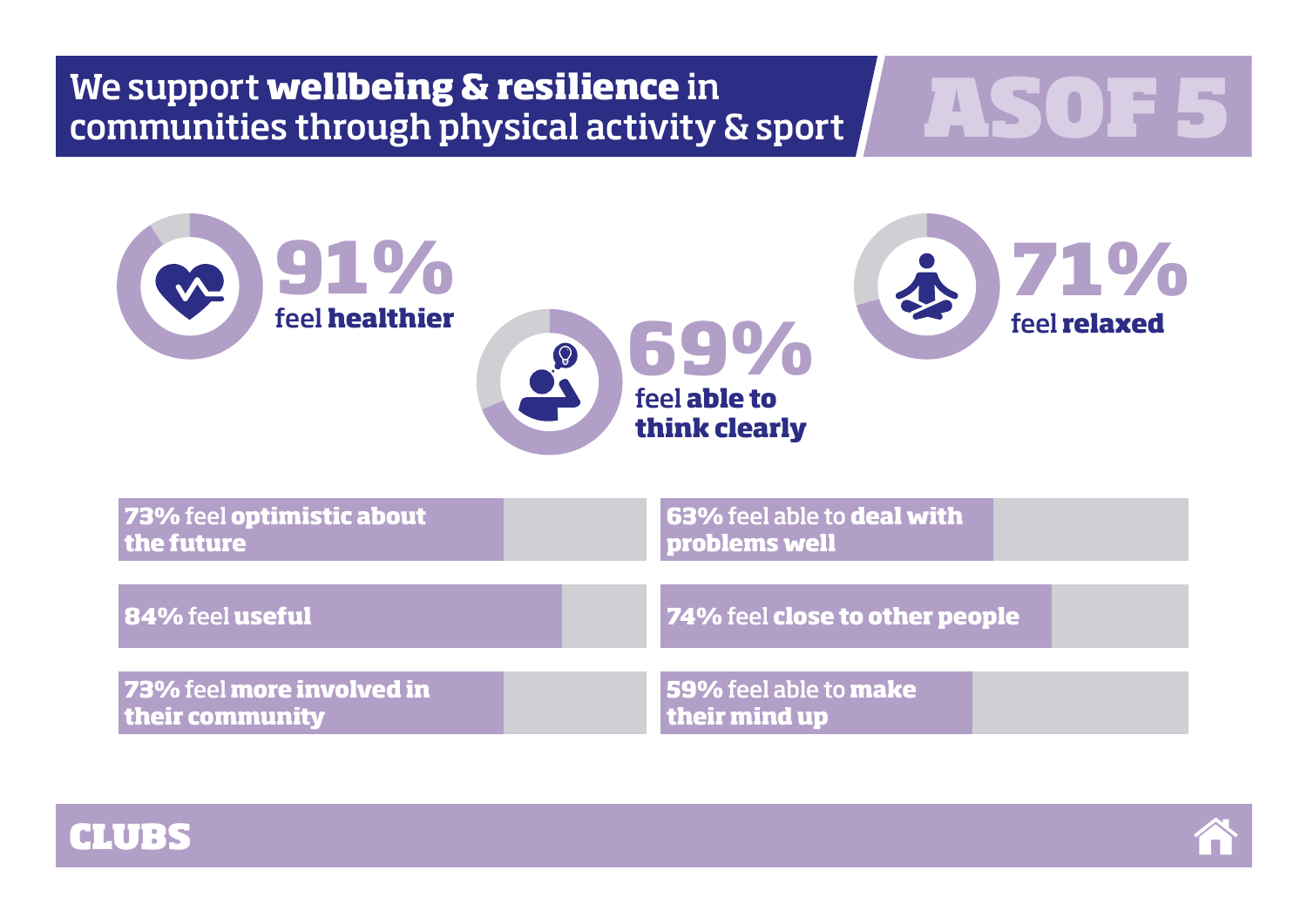# We support **wellbeing & resilience** in communities through physical activity & sport

## ASOF 5

**91%** feel **healthier**

**69%** feel **able to think clearly**

**71%** feel **relaxed**

- **73%** feel **optimistic about the future**
- **84%** feel **useful**
- **73%** feel **more involved in their community**
- **63%** feel able to **deal with problems well**
- **74%** feel **close to other people**
- **59%** feel able to **make their mind up**

**CLUBS**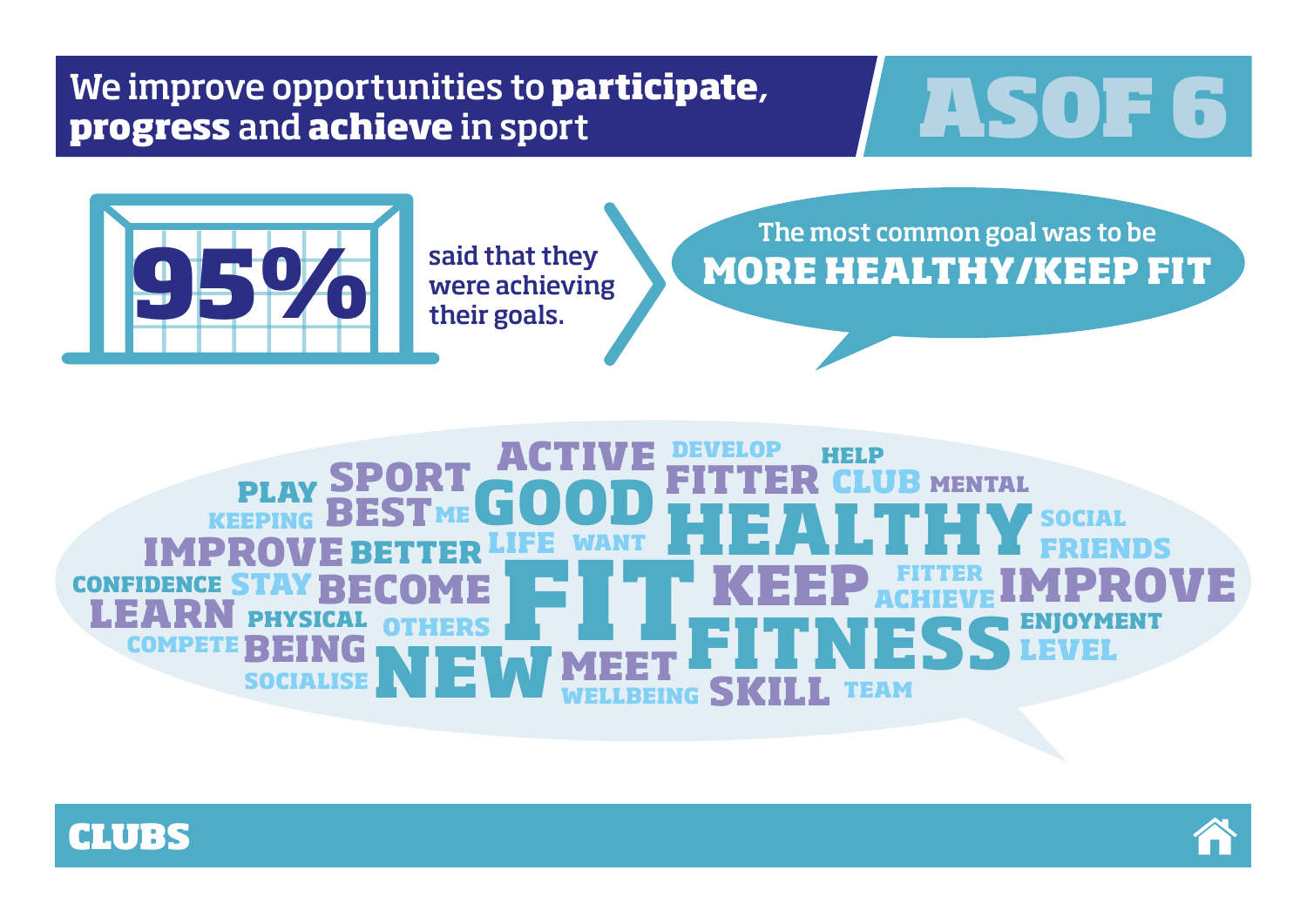# We improve opportunities to **participate**, **progress** and **achieve** in sport

## ASOF 6

**95%** said that they were achieving their goals.

The most common goal was to be **MORE HEALTHY/KEEP FIT**

ACTIVE DEVELOP HELP PLAY SPORT GOOD FITTER CLUB MENTAL KEEPING BEST ME HEALTHY SOCIAL IMPROVE BETTER LIFE WANT FRIENDS CONFIDENCE STAY BECOME FIT KEEP FITTER ACHIEVE IMPROVE LEARN PHYSICAL OTHERS ENJOYMENT COMPETE BEING FITNESS LEVEL SOCIALISE NEW MEET WELLBEING SKILL TEAM

**CLUBS**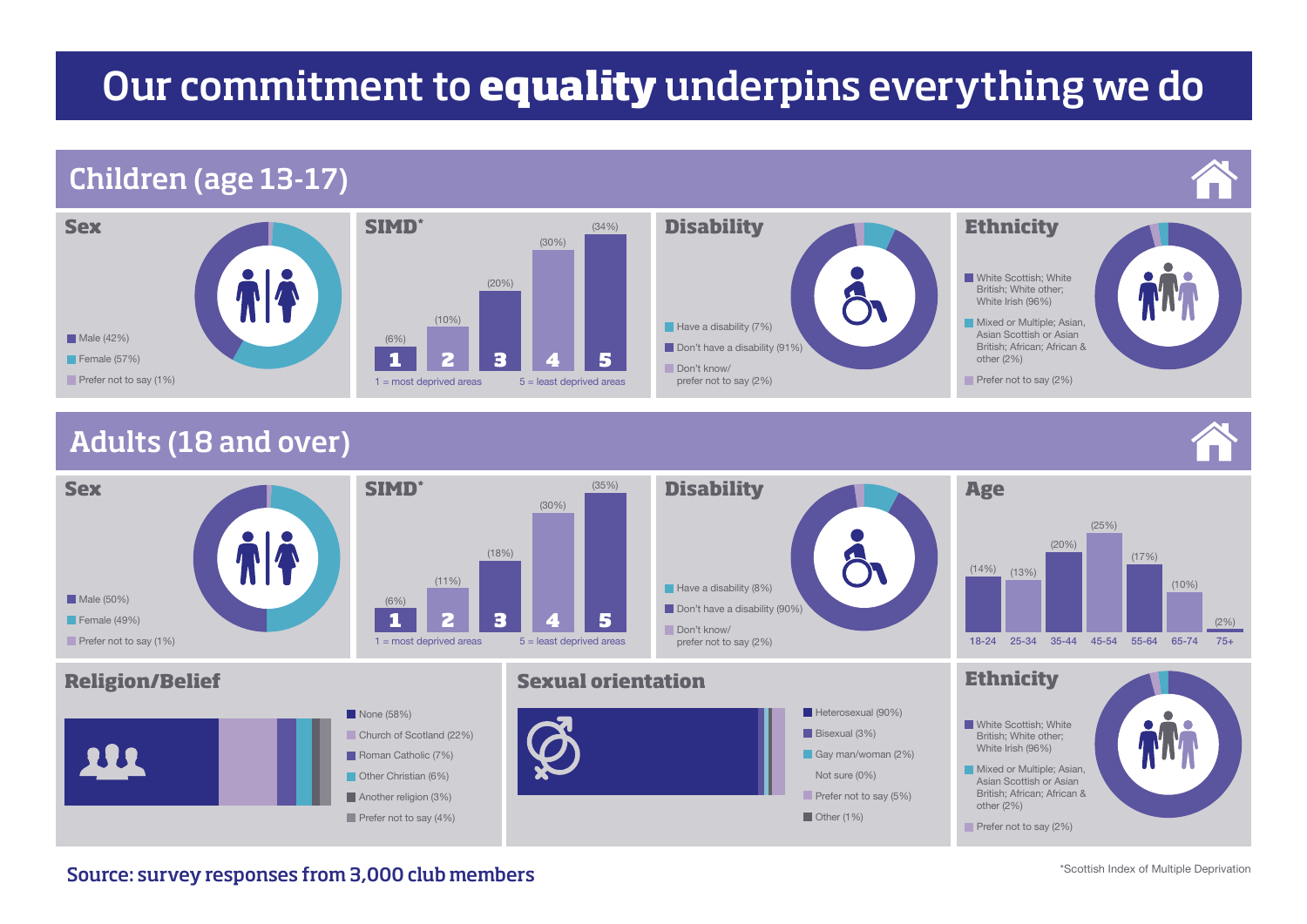# Our commitment to **equality** underpins everything we do

## Children (age 13-17)

### Sex

Male (42%)
Female (57%)
Prefer not to say (1%)

### SIMD*

(6%) 1
(10%) 2
(20%) 3
(30%) 4
(34%) 5

1 = most deprived areas
5 = least deprived areas

### Disability

Have a disability (7%)
Don't have a disability (91%)
Don't know/ prefer not to say (2%)

### Ethnicity

White Scottish; White British; White other; White Irish (96%)
Mixed or Multiple; Asian, Asian Scottish or Asian British; African; African & other (2%)
Prefer not to say (2%)

## Adults (18 and over)

### Sex

Male (50%)
Female (49%)
Prefer not to say (1%)

### SIMD*

(6%) 1
(11%) 2
(18%) 3
(30%) 4
(35%) 5

1 = most deprived areas
5 = least deprived areas

### Disability

Have a disability (8%)
Don't have a disability (90%)
Don't know/ prefer not to say (2%)

### Age

(14%) 18-24
(13%) 25-34
(20%) 35-44
(25%) 45-54
(17%) 55-64
(10%) 65-74
(2%) 75+

### Religion/Belief

None (58%)
Church of Scotland (22%)
Roman Catholic (7%)
Other Christian (6%)
Another religion (3%)
Prefer not to say (4%)

### Sexual orientation

Heterosexual (90%)
Bisexual (3%)
Gay man/woman (2%)
Not sure (0%)
Prefer not to say (5%)
Other (1%)

### Ethnicity

White Scottish; White British; White other; White Irish (96%)
Mixed or Multiple; Asian, Asian Scottish or Asian British; African; African & other (2%)
Prefer not to say (2%)

**Source: survey responses from 3,000 club members**

*Scottish Index of Multiple Deprivation